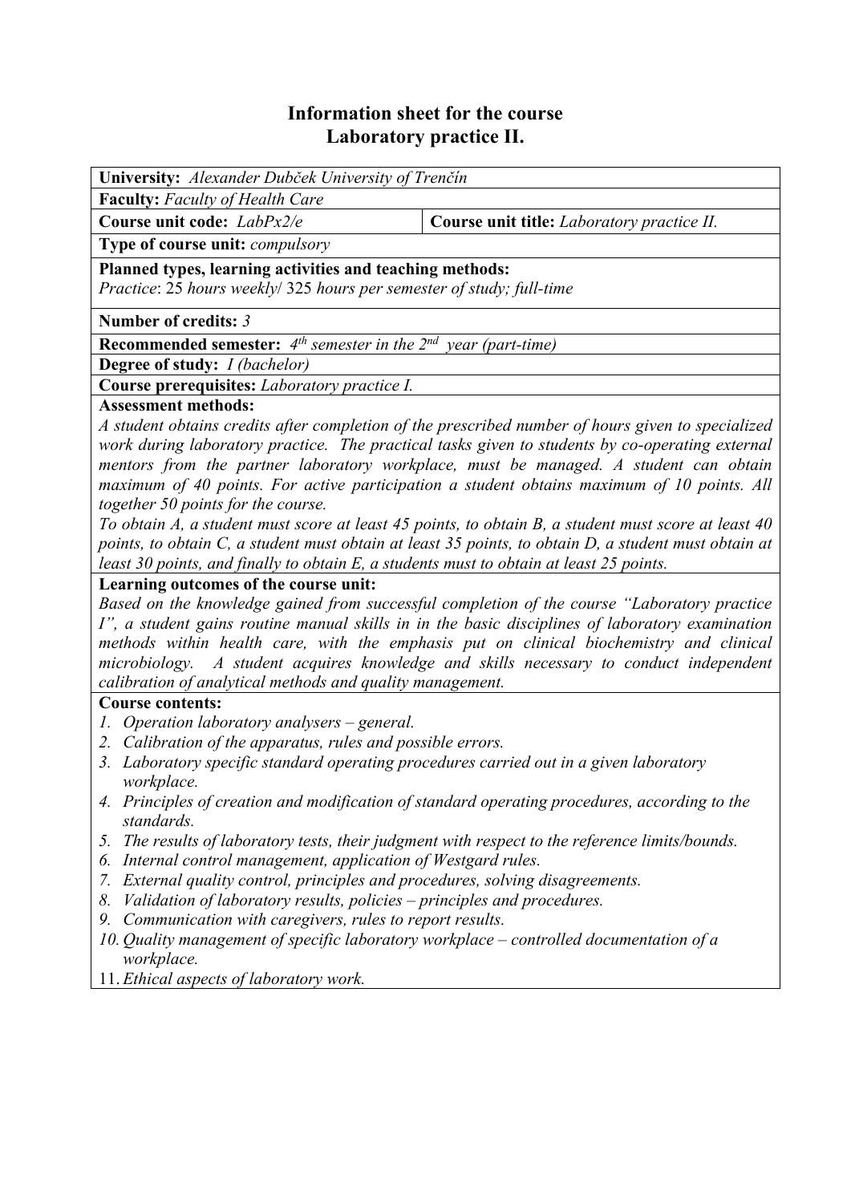# Information sheet for the course
# Laboratory practice II.

**University:** *Alexander Dubček University of Trenčín*

**Faculty:** *Faculty of Health Care*

| **Course unit code:** *LabPx2/e* | **Course unit title:** *Laboratory practice II.* |
|---|---|

**Type of course unit:** *compulsory*

**Planned types, learning activities and teaching methods:**
*Practice*: 25 *hours weekly*/ 325 *hours per semester of study; full-time*

**Number of credits:** *3*

**Recommended semester:** *4th semester in the 2nd year (part-time)*

**Degree of study:** *I (bachelor)*

**Course prerequisites:** *Laboratory practice I.*

**Assessment methods:**
*A student obtains credits after completion of the prescribed number of hours given to specialized work during laboratory practice. The practical tasks given to students by co-operating external mentors from the partner laboratory workplace, must be managed. A student can obtain maximum of 40 points. For active participation a student obtains maximum of 10 points. All together 50 points for the course.*
*To obtain A, a student must score at least 45 points, to obtain B, a student must score at least 40 points, to obtain C, a student must obtain at least 35 points, to obtain D, a student must obtain at least 30 points, and finally to obtain E, a students must to obtain at least 25 points.*

**Learning outcomes of the course unit:**
*Based on the knowledge gained from successful completion of the course "Laboratory practice I", a student gains routine manual skills in in the basic disciplines of laboratory examination methods within health care, with the emphasis put on clinical biochemistry and clinical microbiology. A student acquires knowledge and skills necessary to conduct independent calibration of analytical methods and quality management.*

**Course contents:**
1. *Operation laboratory analysers – general.*
2. *Calibration of the apparatus, rules and possible errors.*
3. *Laboratory specific standard operating procedures carried out in a given laboratory workplace.*
4. *Principles of creation and modification of standard operating procedures, according to the standards.*
5. *The results of laboratory tests, their judgment with respect to the reference limits/bounds.*
6. *Internal control management, application of Westgard rules.*
7. *External quality control, principles and procedures, solving disagreements.*
8. *Validation of laboratory results, policies – principles and procedures.*
9. *Communication with caregivers, rules to report results.*
10. *Quality management of specific laboratory workplace – controlled documentation of a workplace.*
11. *Ethical aspects of laboratory work.*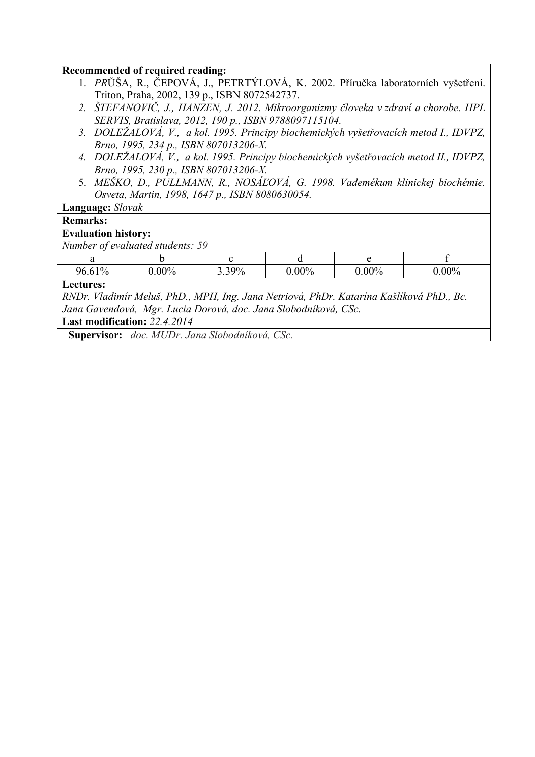**Recommended of required reading:**

1. *PRŮŠA*, R., ČEPOVÁ, J., PETRTÝLOVÁ, K. 2002. Příručka laboratorních vyšetření. Triton, Praha, 2002, 139 p., ISBN 8072542737.
2. *ŠTEFANOVIČ, J., HANZEN, J. 2012. Mikroorganizmy človeka v zdraví a chorobe. HPL SERVIS, Bratislava, 2012, 190 p., ISBN 9788097115104.*
3. *DOLEŽALOVÁ, V., a kol. 1995. Principy biochemických vyšetřovacích metod I., IDVPZ, Brno, 1995, 234 p., ISBN 807013206-X.*
4. *DOLEŽALOVÁ, V., a kol. 1995. Principy biochemických vyšetřovacích metod II., IDVPZ, Brno, 1995, 230 p., ISBN 807013206-X.*
5. *MEŠKO, D., PULLMANN, R., NOSÁĽOVÁ, G. 1998. Vademékum klinickej biochémie. Osveta, Martin, 1998, 1647 p., ISBN 8080630054.*

**Language:** *Slovak*

**Remarks:**

**Evaluation history:**

*Number of evaluated students: 59*

| a | b | c | d | e | f |
|---|---|---|---|---|---|
| 96.61% | 0.00% | 3.39% | 0.00% | 0.00% | 0.00% |

**Lectures:**

*RNDr. Vladimír Meluš, PhD., MPH, Ing. Jana Netriová, PhDr. Katarína Kašlíková PhD., Bc. Jana Gavendová, Mgr. Lucia Dorová, doc. Jana Slobodníková, CSc.*

**Last modification:** *22.4.2014*

**Supervisor:** *doc. MUDr. Jana Slobodníková, CSc.*